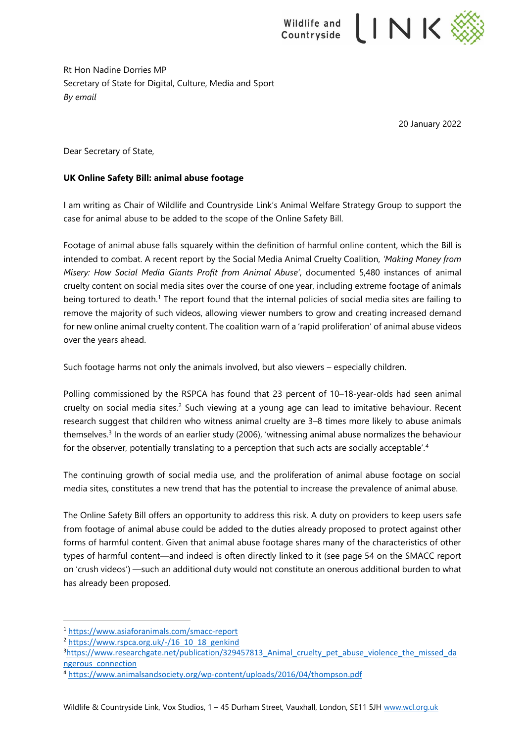Rt Hon Nadine Dorries MP
Secretary of State for Digital, Culture, Media and Sport
*By email*

20 January 2022

Dear Secretary of State,

**UK Online Safety Bill: animal abuse footage**

I am writing as Chair of Wildlife and Countryside Link's Animal Welfare Strategy Group to support the case for animal abuse to be added to the scope of the Online Safety Bill.

Footage of animal abuse falls squarely within the definition of harmful online content, which the Bill is intended to combat. A recent report by the Social Media Animal Cruelty Coalition, *'Making Money from Misery: How Social Media Giants Profit from Animal Abuse'*, documented 5,480 instances of animal cruelty content on social media sites over the course of one year, including extreme footage of animals being tortured to death.[1] The report found that the internal policies of social media sites are failing to remove the majority of such videos, allowing viewer numbers to grow and creating increased demand for new online animal cruelty content. The coalition warn of a 'rapid proliferation' of animal abuse videos over the years ahead.

Such footage harms not only the animals involved, but also viewers – especially children.

Polling commissioned by the RSPCA has found that 23 percent of 10–18-year-olds had seen animal cruelty on social media sites.[2] Such viewing at a young age can lead to imitative behaviour. Recent research suggest that children who witness animal cruelty are 3–8 times more likely to abuse animals themselves.[3] In the words of an earlier study (2006), 'witnessing animal abuse normalizes the behaviour for the observer, potentially translating to a perception that such acts are socially acceptable'.[4]

The continuing growth of social media use, and the proliferation of animal abuse footage on social media sites, constitutes a new trend that has the potential to increase the prevalence of animal abuse.

The Online Safety Bill offers an opportunity to address this risk. A duty on providers to keep users safe from footage of animal abuse could be added to the duties already proposed to protect against other forms of harmful content. Given that animal abuse footage shares many of the characteristics of other types of harmful content—and indeed is often directly linked to it (see page 54 on the SMACC report on 'crush videos') —such an additional duty would not constitute an onerous additional burden to what has already been proposed.

---

[1] https://www.asiaforanimals.com/smacc-report
[2] https://www.rspca.org.uk/-/16_10_18_genkind
[3] https://www.researchgate.net/publication/329457813_Animal_cruelty_pet_abuse_violence_the_missed_dangerous_connection
[4] https://www.animalsandsociety.org/wp-content/uploads/2016/04/thompson.pdf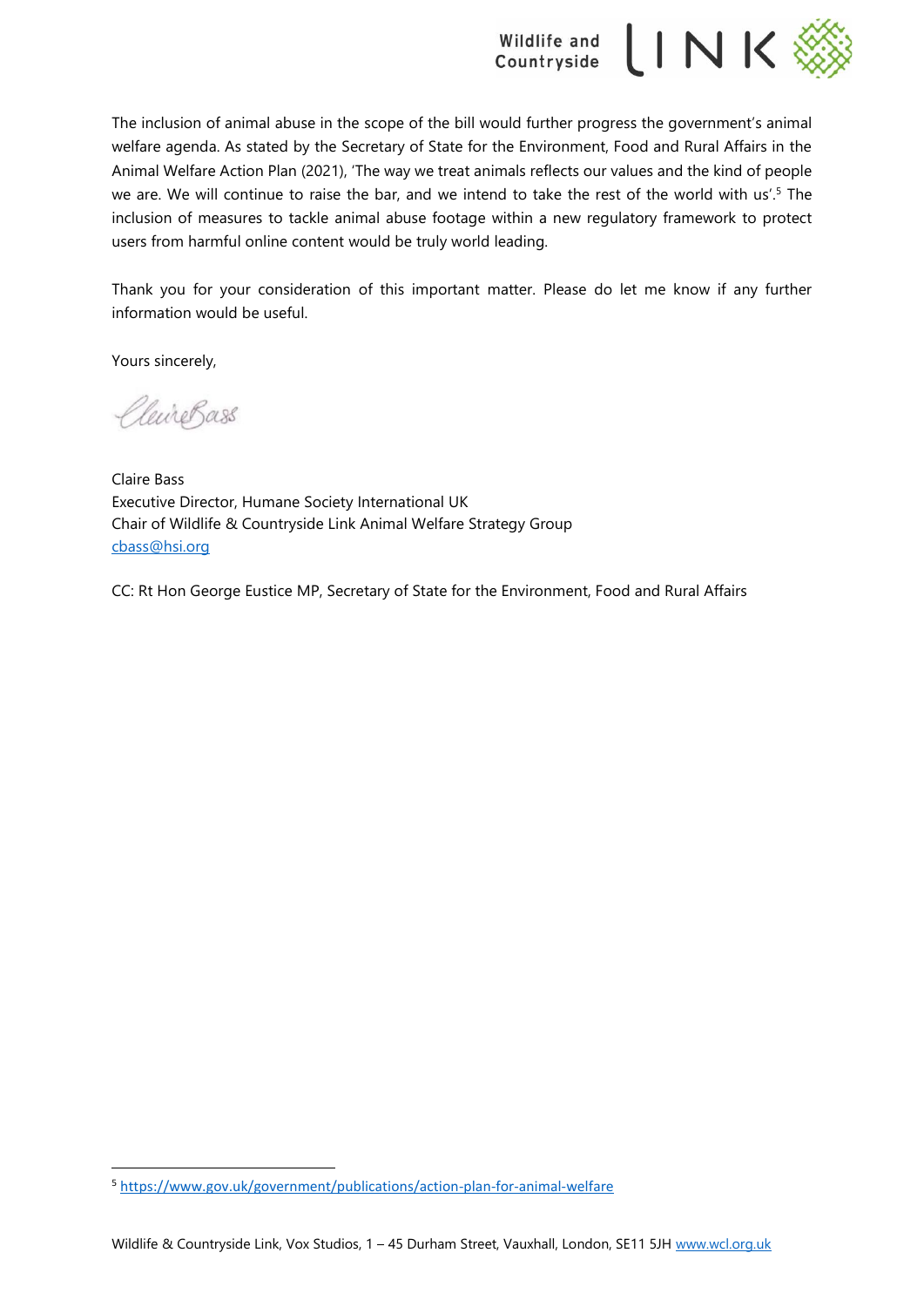The inclusion of animal abuse in the scope of the bill would further progress the government's animal welfare agenda. As stated by the Secretary of State for the Environment, Food and Rural Affairs in the Animal Welfare Action Plan (2021), 'The way we treat animals reflects our values and the kind of people we are. We will continue to raise the bar, and we intend to take the rest of the world with us'.[5] The inclusion of measures to tackle animal abuse footage within a new regulatory framework to protect users from harmful online content would be truly world leading.

Thank you for your consideration of this important matter. Please do let me know if any further information would be useful.

Yours sincerely,

Claire Bass

Claire Bass
Executive Director, Humane Society International UK
Chair of Wildlife & Countryside Link Animal Welfare Strategy Group
cbass@hsi.org

CC: Rt Hon George Eustice MP, Secretary of State for the Environment, Food and Rural Affairs

---

[5] https://www.gov.uk/government/publications/action-plan-for-animal-welfare

Wildlife & Countryside Link, Vox Studios, 1 – 45 Durham Street, Vauxhall, London, SE11 5JH www.wcl.org.uk